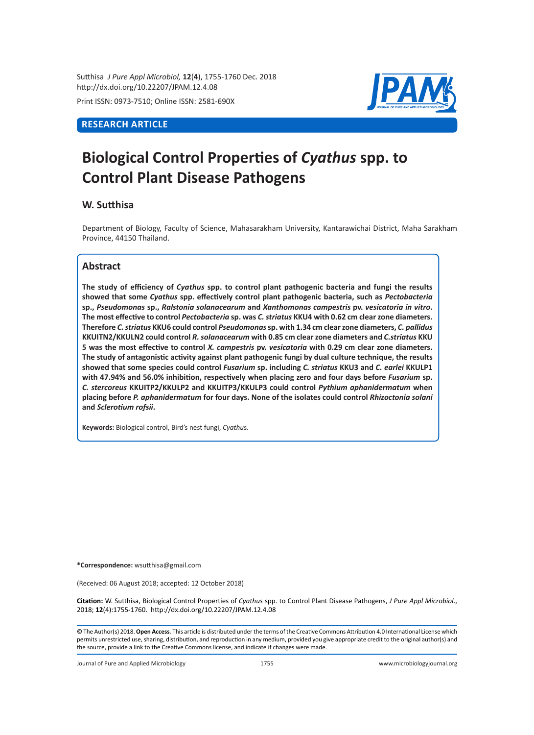**RESEARCH ARTICLE**

# Biological Control Properties of *Cyathus* spp. to Control Plant Disease Pathogens

## W. Sutthisa

Department of Biology, Faculty of Science, Mahasarakham University, Kantarawichai District, Maha Sarakham Province, 44150 Thailand.

## Abstract

**The study of efficiency of *Cyathus* spp. to control plant pathogenic bacteria and fungi the results showed that some *Cyathus* spp. effectively control plant pathogenic bacteria, such as *Pectobacteria* sp., *Pseudomonas* sp., *Ralstonia solanacearum* and *Xanthomonas campestris* pv. *vesicatoria in vitro*. The most effective to control *Pectobacteria* sp. was *C. striatus* KKU4 with 0.62 cm clear zone diameters. Therefore *C. striatus* KKU6 could control *Pseudomonas* sp. with 1.34 cm clear zone diameters, *C. pallidus* KKUITN2/KKULN2 could control *R. solanacearum* with 0.85 cm clear zone diameters and *C.striatus* KKU 5 was the most effective to control *X. campestris* pv. *vesicatoria* with 0.29 cm clear zone diameters. The study of antagonistic activity against plant pathogenic fungi by dual culture technique, the results showed that some species could control *Fusarium* sp. including *C. striatus* KKU3 and *C. earlei* KKULP1 with 47.94% and 56.0% inhibition, respectively when placing zero and four days before *Fusarium* sp. *C. stercoreus* KKUITP2/KKULP2 and KKUITP3/KKULP3 could control *Pythium aphanidermatum* when placing before *P. aphanidermatum* for four days. None of the isolates could control *Rhizoctonia solani* and *Sclerotium rofsii*.**

**Keywords:** Biological control, Bird's nest fungi, *Cyathu*s.

**\*Correspondence:** wsutthisa@gmail.com

(Received: 06 August 2018; accepted: 12 October 2018)

**Citation:** W. Sutthisa, Biological Control Properties of *Cyathus* spp. to Control Plant Disease Pathogens, *J Pure Appl Microbiol*., 2018; **12**(4):1755-1760. http://dx.doi.org/10.22207/JPAM.12.4.08

© The Author(s) 2018. **Open Access**. This article is distributed under the terms of the Creative Commons Attribution 4.0 International License which permits unrestricted use, sharing, distribution, and reproduction in any medium, provided you give appropriate credit to the original author(s) and the source, provide a link to the Creative Commons license, and indicate if changes were made.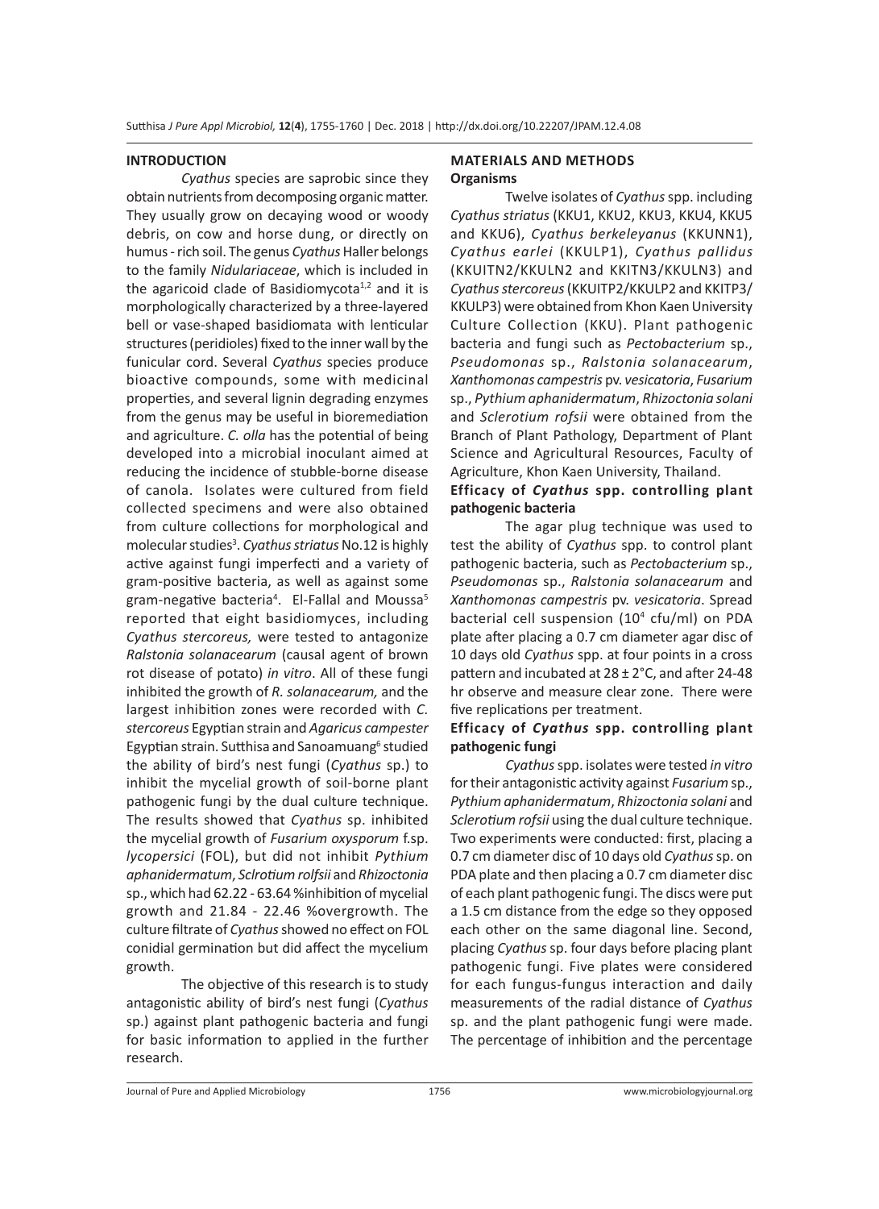## INTRODUCTION

*Cyathus* species are saprobic since they obtain nutrients from decomposing organic matter. They usually grow on decaying wood or woody debris, on cow and horse dung, or directly on humus - rich soil. The genus *Cyathus* Haller belongs to the family *Nidulariaceae*, which is included in the agaricoid clade of Basidiomycota[1,2] and it is morphologically characterized by a three-layered bell or vase-shaped basidiomata with lenticular structures (peridioles) fixed to the inner wall by the funicular cord. Several *Cyathus* species produce bioactive compounds, some with medicinal properties, and several lignin degrading enzymes from the genus may be useful in bioremediation and agriculture. *C. olla* has the potential of being developed into a microbial inoculant aimed at reducing the incidence of stubble-borne disease of canola. Isolates were cultured from field collected specimens and were also obtained from culture collections for morphological and molecular studies[3]. *Cyathus striatus* No.12 is highly active against fungi imperfecti and a variety of gram-positive bacteria, as well as against some gram-negative bacteria[4]. El-Fallal and Moussa[5] reported that eight basidiomyces, including *Cyathus stercoreus,* were tested to antagonize *Ralstonia solanacearum* (causal agent of brown rot disease of potato) *in vitro*. All of these fungi inhibited the growth of *R. solanacearum,* and the largest inhibition zones were recorded with *C. stercoreus* Egyptian strain and *Agaricus campester* Egyptian strain. Sutthisa and Sanoamuang[6] studied the ability of bird's nest fungi (*Cyathus* sp.) to inhibit the mycelial growth of soil-borne plant pathogenic fungi by the dual culture technique. The results showed that *Cyathus* sp. inhibited the mycelial growth of *Fusarium oxysporum* f.sp. *lycopersici* (FOL), but did not inhibit *Pythium aphanidermatum*, *Sclrotium rolfsii* and *Rhizoctonia* sp., which had 62.22 - 63.64 %inhibition of mycelial growth and 21.84 - 22.46 %overgrowth. The culture filtrate of *Cyathus* showed no effect on FOL conidial germination but did affect the mycelium growth.

The objective of this research is to study antagonistic ability of bird's nest fungi (*Cyathus* sp.) against plant pathogenic bacteria and fungi for basic information to applied in the further research.

## MATERIALS AND METHODS

### Organisms

Twelve isolates of *Cyathus* spp. including *Cyathus striatus* (KKU1, KKU2, KKU3, KKU4, KKU5 and KKU6), *Cyathus berkeleyanus* (KKUNN1), *Cyathus earlei* (KKULP1), *Cyathus pallidus* (KKUITN2/KKULN2 and KKITN3/KKULN3) and *Cyathus stercoreus* (KKUITP2/KKULP2 and KKITP3/KKULP3) were obtained from Khon Kaen University Culture Collection (KKU). Plant pathogenic bacteria and fungi such as *Pectobacterium* sp., *Pseudomonas* sp., *Ralstonia solanacearum*, *Xanthomonas campestris* pv. *vesicatoria*, *Fusarium* sp., *Pythium aphanidermatum*, *Rhizoctonia solani* and *Sclerotium rofsii* were obtained from the Branch of Plant Pathology, Department of Plant Science and Agricultural Resources, Faculty of Agriculture, Khon Kaen University, Thailand.

### Efficacy of *Cyathus* spp. controlling plant pathogenic bacteria

The agar plug technique was used to test the ability of *Cyathus* spp. to control plant pathogenic bacteria, such as *Pectobacterium* sp., *Pseudomonas* sp., *Ralstonia solanacearum* and *Xanthomonas campestris* pv. *vesicatoria*. Spread bacterial cell suspension ($10^4$ cfu/ml) on PDA plate after placing a 0.7 cm diameter agar disc of 10 days old *Cyathus* spp. at four points in a cross pattern and incubated at $28 \pm 2$°C, and after 24-48 hr observe and measure clear zone. There were five replications per treatment.

### Efficacy of *Cyathus* spp. controlling plant pathogenic fungi

*Cyathus* spp. isolates were tested *in vitro* for their antagonistic activity against *Fusarium* sp., *Pythium aphanidermatum*, *Rhizoctonia solani* and *Sclerotium rofsii* using the dual culture technique. Two experiments were conducted: first, placing a 0.7 cm diameter disc of 10 days old *Cyathus* sp. on PDA plate and then placing a 0.7 cm diameter disc of each plant pathogenic fungi. The discs were put a 1.5 cm distance from the edge so they opposed each other on the same diagonal line. Second, placing *Cyathus* sp. four days before placing plant pathogenic fungi. Five plates were considered for each fungus-fungus interaction and daily measurements of the radial distance of *Cyathus* sp. and the plant pathogenic fungi were made. The percentage of inhibition and the percentage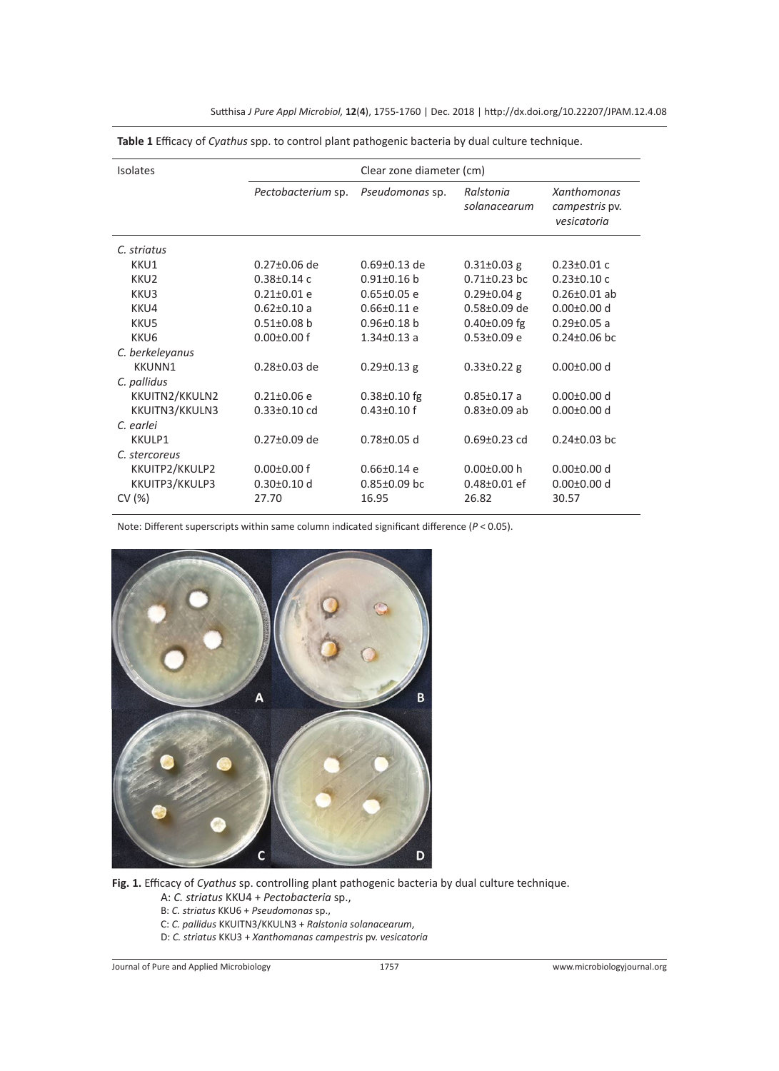**Table 1** Efficacy of *Cyathus* spp. to control plant pathogenic bacteria by dual culture technique.

| Isolates | Clear zone diameter (cm) | | | |
|---|---|---|---|---|
| | *Pectobacterium* sp. | *Pseudomonas* sp. | *Ralstonia solanacearum* | *Xanthomonas campestris* pv. *vesicatoria* |
| *C. striatus* | | | | |
| KKU1 | 0.27±0.06 de | 0.69±0.13 de | 0.31±0.03 g | 0.23±0.01 c |
| KKU2 | 0.38±0.14 c | 0.91±0.16 b | 0.71±0.23 bc | 0.23±0.10 c |
| KKU3 | 0.21±0.01 e | 0.65±0.05 e | 0.29±0.04 g | 0.26±0.01 ab |
| KKU4 | 0.62±0.10 a | 0.66±0.11 e | 0.58±0.09 de | 0.00±0.00 d |
| KKU5 | 0.51±0.08 b | 0.96±0.18 b | 0.40±0.09 fg | 0.29±0.05 a |
| KKU6 | 0.00±0.00 f | 1.34±0.13 a | 0.53±0.09 e | 0.24±0.06 bc |
| *C. berkeleyanus* | | | | |
| KKUNN1 | 0.28±0.03 de | 0.29±0.13 g | 0.33±0.22 g | 0.00±0.00 d |
| *C. pallidus* | | | | |
| KKUITN2/KKULN2 | 0.21±0.06 e | 0.38±0.10 fg | 0.85±0.17 a | 0.00±0.00 d |
| KKUITN3/KKULN3 | 0.33±0.10 cd | 0.43±0.10 f | 0.83±0.09 ab | 0.00±0.00 d |
| *C. earlei* | | | | |
| KKULP1 | 0.27±0.09 de | 0.78±0.05 d | 0.69±0.23 cd | 0.24±0.03 bc |
| *C. stercoreus* | | | | |
| KKUITP2/KKULP2 | 0.00±0.00 f | 0.66±0.14 e | 0.00±0.00 h | 0.00±0.00 d |
| KKUITP3/KKULP3 | 0.30±0.10 d | 0.85±0.09 bc | 0.48±0.01 ef | 0.00±0.00 d |
| CV (%) | 27.70 | 16.95 | 26.82 | 30.57 |

Note: Different superscripts within same column indicated significant difference ($P < 0.05$).

**Fig. 1.** Efficacy of *Cyathus* sp. controlling plant pathogenic bacteria by dual culture technique.
A: *C. striatus* KKU4 + *Pectobacteria* sp.,
B: *C. striatus* KKU6 + *Pseudomonas* sp.,
C: *C. pallidus* KKUITN3/KKULN3 + *Ralstonia solanacearum*,
D: *C. striatus* KKU3 + *Xanthomonas campestris* pv. *vesicatoria*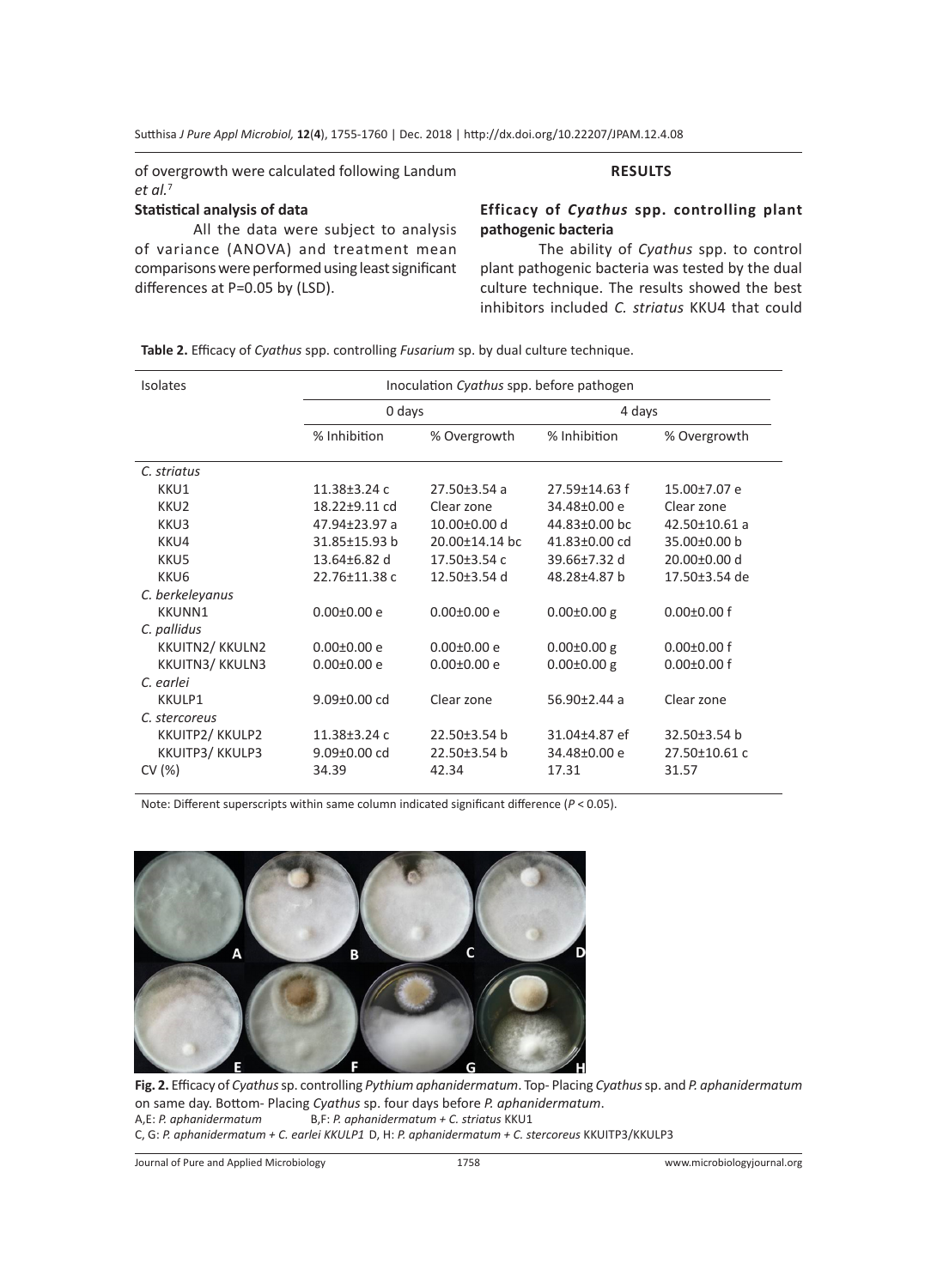of overgrowth were calculated following Landum *et al.*[7]

**Statistical analysis of data**

All the data were subject to analysis of variance (ANOVA) and treatment mean comparisons were performed using least significant differences at P=0.05 by (LSD).

## RESULTS

### Efficacy of *Cyathus* spp. controlling plant pathogenic bacteria

The ability of *Cyathus* spp. to control plant pathogenic bacteria was tested by the dual culture technique. The results showed the best inhibitors included *C. striatus* KKU4 that could

**Table 2.** Efficacy of *Cyathus* spp. controlling *Fusarium* sp. by dual culture technique.

| Isolates | Inoculation *Cyathus* spp. before pathogen | | | |
|---|---|---|---|---|
| | 0 days | | 4 days | |
| | % Inhibition | % Overgrowth | % Inhibition | % Overgrowth |
| *C. striatus* | | | | |
| KKU1 | 11.38±3.24 c | 27.50±3.54 a | 27.59±14.63 f | 15.00±7.07 e |
| KKU2 | 18.22±9.11 cd | Clear zone | 34.48±0.00 e | Clear zone |
| KKU3 | 47.94±23.97 a | 10.00±0.00 d | 44.83±0.00 bc | 42.50±10.61 a |
| KKU4 | 31.85±15.93 b | 20.00±14.14 bc | 41.83±0.00 cd | 35.00±0.00 b |
| KKU5 | 13.64±6.82 d | 17.50±3.54 c | 39.66±7.32 d | 20.00±0.00 d |
| KKU6 | 22.76±11.38 c | 12.50±3.54 d | 48.28±4.87 b | 17.50±3.54 de |
| *C. berkeleyanus* | | | | |
| KKUNN1 | 0.00±0.00 e | 0.00±0.00 e | 0.00±0.00 g | 0.00±0.00 f |
| *C. pallidus* | | | | |
| KKUITN2/ KKULN2 | 0.00±0.00 e | 0.00±0.00 e | 0.00±0.00 g | 0.00±0.00 f |
| KKUITN3/ KKULN3 | 0.00±0.00 e | 0.00±0.00 e | 0.00±0.00 g | 0.00±0.00 f |
| *C. earlei* | | | | |
| KKULP1 | 9.09±0.00 cd | Clear zone | 56.90±2.44 a | Clear zone |
| *C. stercoreus* | | | | |
| KKUITP2/ KKULP2 | 11.38±3.24 c | 22.50±3.54 b | 31.04±4.87 ef | 32.50±3.54 b |
| KKUITP3/ KKULP3 | 9.09±0.00 cd | 22.50±3.54 b | 34.48±0.00 e | 27.50±10.61 c |
| CV (%) | 34.39 | 42.34 | 17.31 | 31.57 |

Note: Different superscripts within same column indicated significant difference ($P < 0.05$).

**Fig. 2.** Efficacy of *Cyathus* sp. controlling *Pythium aphanidermatum*. Top- Placing *Cyathus* sp. and *P. aphanidermatum* on same day. Bottom- Placing *Cyathus* sp. four days before *P. aphanidermatum*.
A,E: *P. aphanidermatum* B,F: *P. aphanidermatum + C. striatus* KKU1
C, G: *P. aphanidermatum + C. earlei KKULP1* D, H: *P. aphanidermatum + C. stercoreus* KKUITP3/KKULP3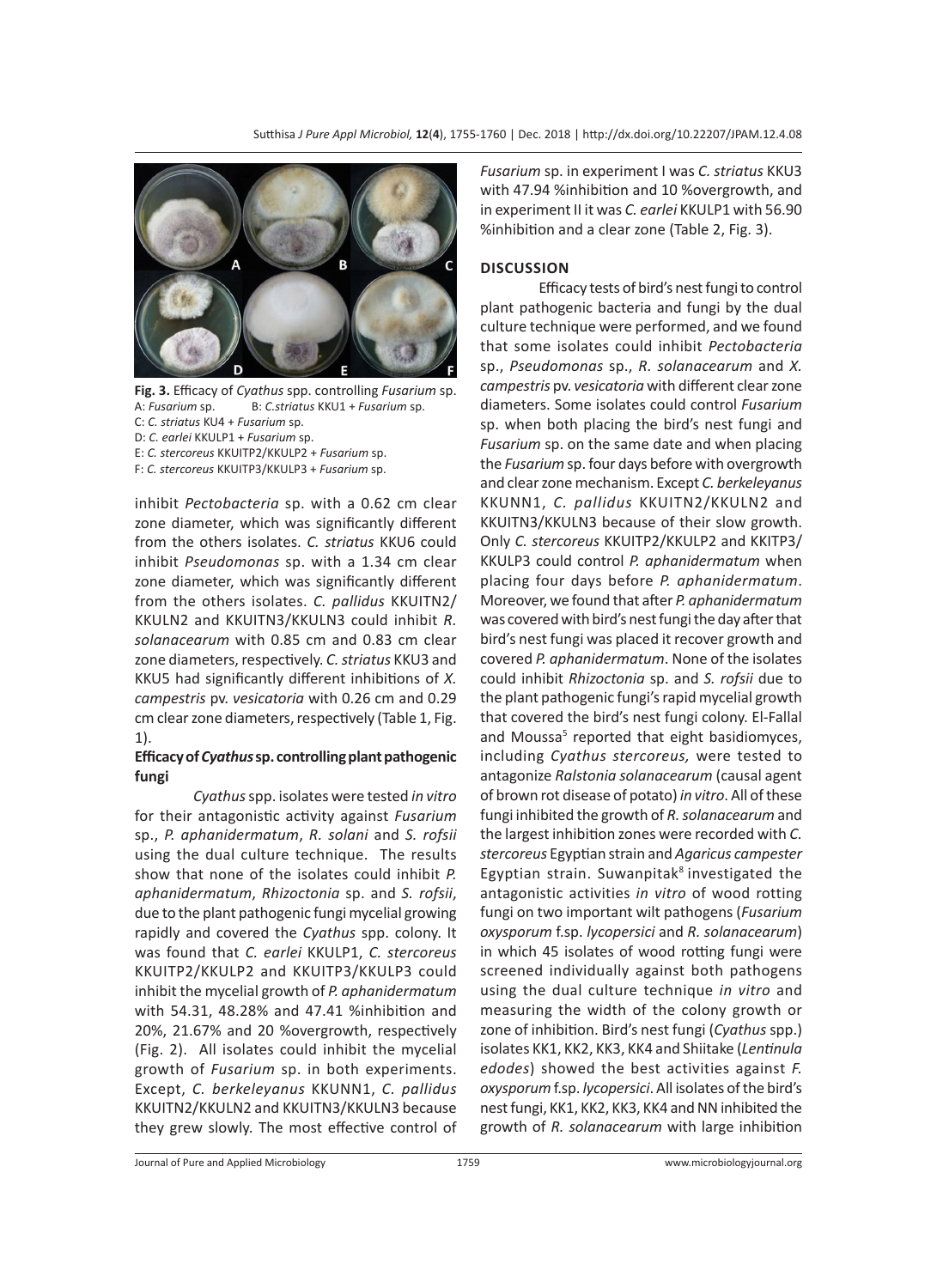**Fig. 3.** Efficacy of *Cyathus* spp. controlling *Fusarium* sp.
A: *Fusarium* sp. B: *C.striatus* KKU1 + *Fusarium* sp.
C: *C. striatus* KU4 + *Fusarium* sp.
D: *C. earlei* KKULP1 + *Fusarium* sp.
E: *C. stercoreus* KKUITP2/KKULP2 + *Fusarium* sp.
F: *C. stercoreus* KKUITP3/KKULP3 + *Fusarium* sp.

inhibit *Pectobacteria* sp. with a 0.62 cm clear zone diameter, which was significantly different from the others isolates. *C. striatus* KKU6 could inhibit *Pseudomonas* sp. with a 1.34 cm clear zone diameter, which was significantly different from the others isolates. *C. pallidus* KKUITN2/KKULN2 and KKUITN3/KKULN3 could inhibit *R. solanacearum* with 0.85 cm and 0.83 cm clear zone diameters, respectively. *C. striatus* KKU3 and KKU5 had significantly different inhibitions of *X. campestris* pv. *vesicatoria* with 0.26 cm and 0.29 cm clear zone diameters, respectively (Table 1, Fig. 1).

### Efficacy of *Cyathus* sp. controlling plant pathogenic fungi

*Cyathus* spp. isolates were tested *in vitro* for their antagonistic activity against *Fusarium* sp., *P. aphanidermatum*, *R. solani* and *S. rofsii* using the dual culture technique. The results show that none of the isolates could inhibit *P. aphanidermatum*, *Rhizoctonia* sp. and *S. rofsii*, due to the plant pathogenic fungi mycelial growing rapidly and covered the *Cyathus* spp. colony. It was found that *C. earlei* KKULP1, *C. stercoreus* KKUITP2/KKULP2 and KKUITP3/KKULP3 could inhibit the mycelial growth of *P. aphanidermatum* with 54.31, 48.28% and 47.41 %inhibition and 20%, 21.67% and 20 %overgrowth, respectively (Fig. 2). All isolates could inhibit the mycelial growth of *Fusarium* sp. in both experiments. Except, *C. berkeleyanus* KKUNN1, *C. pallidus* KKUITN2/KKULN2 and KKUITN3/KKULN3 because they grew slowly. The most effective control of *Fusarium* sp. in experiment I was *C. striatus* KKU3 with 47.94 %inhibition and 10 %overgrowth, and in experiment II it was *C. earlei* KKULP1 with 56.90 %inhibition and a clear zone (Table 2, Fig. 3).

## DISCUSSION

Efficacy tests of bird's nest fungi to control plant pathogenic bacteria and fungi by the dual culture technique were performed, and we found that some isolates could inhibit *Pectobacteria* sp., *Pseudomonas* sp., *R. solanacearum* and *X. campestris* pv. *vesicatoria* with different clear zone diameters. Some isolates could control *Fusarium* sp. when both placing the bird's nest fungi and *Fusarium* sp. on the same date and when placing the *Fusarium* sp. four days before with overgrowth and clear zone mechanism. Except *C. berkeleyanus* KKUNN1, *C. pallidus* KKUITN2/KKULN2 and KKUITN3/KKULN3 because of their slow growth. Only *C. stercoreus* KKUITP2/KKULP2 and KKITP3/KKULP3 could control *P. aphanidermatum* when placing four days before *P. aphanidermatum*. Moreover, we found that after *P. aphanidermatum* was covered with bird's nest fungi the day after that bird's nest fungi was placed it recover growth and covered *P. aphanidermatum*. None of the isolates could inhibit *Rhizoctonia* sp. and *S. rofsii* due to the plant pathogenic fungi's rapid mycelial growth that covered the bird's nest fungi colony. El-Fallal and Moussa[5] reported that eight basidiomyces, including *Cyathus stercoreus,* were tested to antagonize *Ralstonia solanacearum* (causal agent of brown rot disease of potato) *in vitro*. All of these fungi inhibited the growth of *R. solanacearum* and the largest inhibition zones were recorded with *C. stercoreus* Egyptian strain and *Agaricus campester* Egyptian strain. Suwanpitak[8] investigated the antagonistic activities *in vitro* of wood rotting fungi on two important wilt pathogens (*Fusarium oxysporum* f.sp. *lycopersici* and *R. solanacearum*) in which 45 isolates of wood rotting fungi were screened individually against both pathogens using the dual culture technique *in vitro* and measuring the width of the colony growth or zone of inhibition. Bird's nest fungi (*Cyathus* spp.) isolates KK1, KK2, KK3, KK4 and Shiitake (*Lentinula edodes*) showed the best activities against *F. oxysporum* f.sp. *lycopersici*. All isolates of the bird's nest fungi, KK1, KK2, KK3, KK4 and NN inhibited the growth of *R. solanacearum* with large inhibition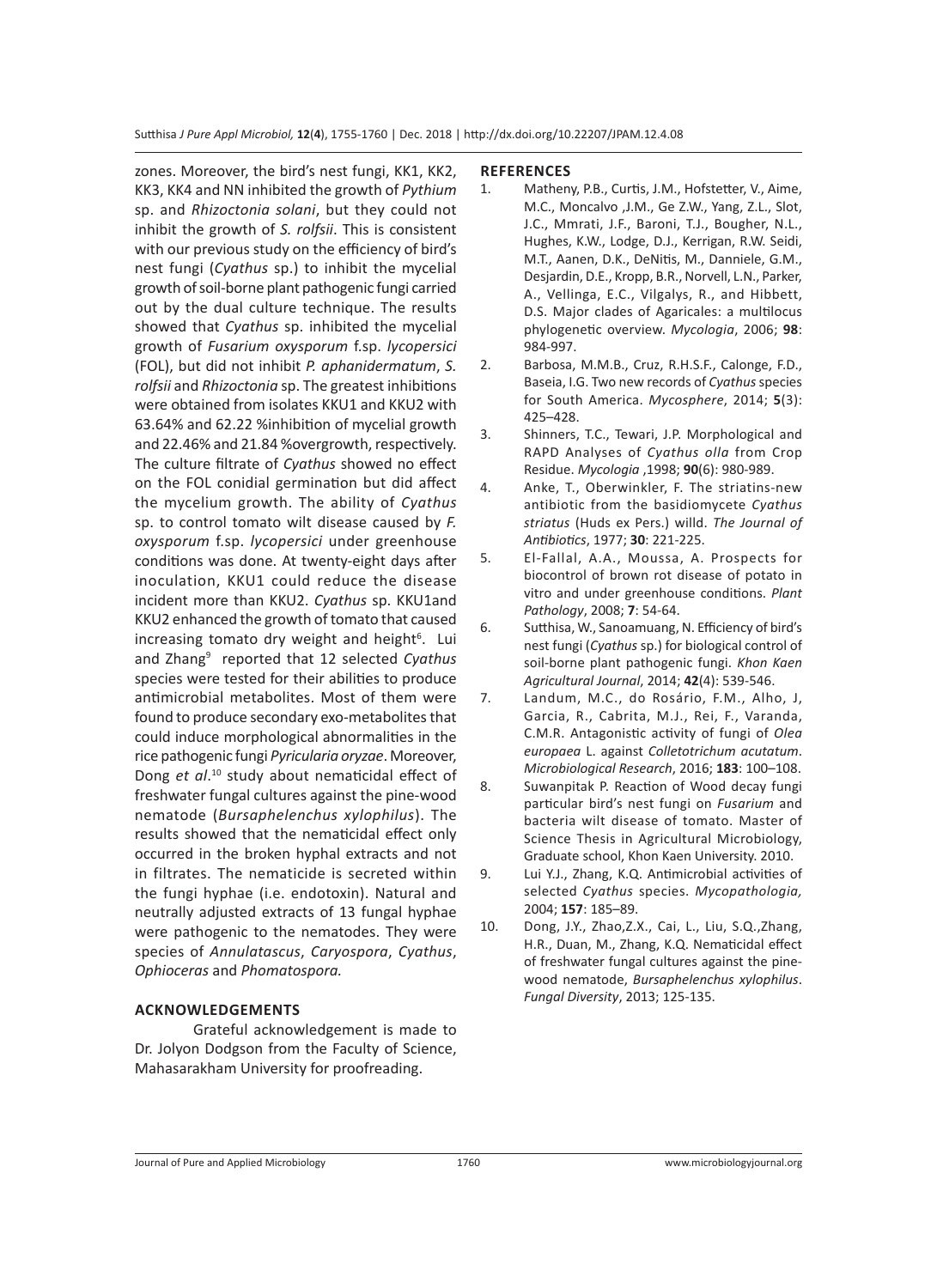zones. Moreover, the bird's nest fungi, KK1, KK2, KK3, KK4 and NN inhibited the growth of *Pythium* sp. and *Rhizoctonia solani*, but they could not inhibit the growth of *S. rolfsii*. This is consistent with our previous study on the efficiency of bird's nest fungi (*Cyathus* sp.) to inhibit the mycelial growth of soil-borne plant pathogenic fungi carried out by the dual culture technique. The results showed that *Cyathus* sp. inhibited the mycelial growth of *Fusarium oxysporum* f.sp. *lycopersici* (FOL), but did not inhibit *P. aphanidermatum*, *S. rolfsii* and *Rhizoctonia* sp. The greatest inhibitions were obtained from isolates KKU1 and KKU2 with 63.64% and 62.22 %inhibition of mycelial growth and 22.46% and 21.84 %overgrowth, respectively. The culture filtrate of *Cyathus* showed no effect on the FOL conidial germination but did affect the mycelium growth. The ability of *Cyathus* sp. to control tomato wilt disease caused by *F. oxysporum* f.sp. *lycopersici* under greenhouse conditions was done. At twenty-eight days after inoculation, KKU1 could reduce the disease incident more than KKU2. *Cyathus* sp. KKU1and KKU2 enhanced the growth of tomato that caused increasing tomato dry weight and height[6]. Lui and Zhang[9] reported that 12 selected *Cyathus* species were tested for their abilities to produce antimicrobial metabolites. Most of them were found to produce secondary exo-metabolites that could induce morphological abnormalities in the rice pathogenic fungi *Pyricularia oryzae*. Moreover, Dong *et al*.[10] study about nematicidal effect of freshwater fungal cultures against the pine-wood nematode (*Bursaphelenchus xylophilus*). The results showed that the nematicidal effect only occurred in the broken hyphal extracts and not in filtrates. The nematicide is secreted within the fungi hyphae (i.e. endotoxin). Natural and neutrally adjusted extracts of 13 fungal hyphae were pathogenic to the nematodes. They were species of *Annulatascus*, *Caryospora*, *Cyathus*, *Ophioceras* and *Phomatospora.*

## ACKNOWLEDGEMENTS

Grateful acknowledgement is made to Dr. Jolyon Dodgson from the Faculty of Science, Mahasarakham University for proofreading.

## REFERENCES

1. Matheny, P.B., Curtis, J.M., Hofstetter, V., Aime, M.C., Moncalvo ,J.M., Ge Z.W., Yang, Z.L., Slot, J.C., Mmrati, J.F., Baroni, T.J., Bougher, N.L., Hughes, K.W., Lodge, D.J., Kerrigan, R.W. Seidi, M.T., Aanen, D.K., DeNitis, M., Danniele, G.M., Desjardin, D.E., Kropp, B.R., Norvell, L.N., Parker, A., Vellinga, E.C., Vilgalys, R., and Hibbett, D.S. Major clades of Agaricales: a multilocus phylogenetic overview. *Mycologia*, 2006; **98**: 984-997.
2. Barbosa, M.M.B., Cruz, R.H.S.F., Calonge, F.D., Baseia, I.G. Two new records of *Cyathus* species for South America. *Mycosphere*, 2014; **5**(3): 425–428.
3. Shinners, T.C., Tewari, J.P. Morphological and RAPD Analyses of *Cyathus olla* from Crop Residue. *Mycologia* ,1998; **90**(6): 980-989.
4. Anke, T., Oberwinkler, F. The striatins-new antibiotic from the basidiomycete *Cyathus striatus* (Huds ex Pers.) willd. *The Journal of Antibiotics*, 1977; **30**: 221-225.
5. El-Fallal, A.A., Moussa, A. Prospects for biocontrol of brown rot disease of potato in vitro and under greenhouse conditions. *Plant Pathology*, 2008; **7**: 54-64.
6. Sutthisa, W., Sanoamuang, N. Efficiency of bird's nest fungi (*Cyathus* sp.) for biological control of soil-borne plant pathogenic fungi. *Khon Kaen Agricultural Journal*, 2014; **42**(4): 539-546.
7. Landum, M.C., do Rosário, F.M., Alho, J, Garcia, R., Cabrita, M.J., Rei, F., Varanda, C.M.R. Antagonistic activity of fungi of *Olea europaea* L. against *Colletotrichum acutatum*. *Microbiological Research*, 2016; **183**: 100–108.
8. Suwanpitak P. Reaction of Wood decay fungi particular bird's nest fungi on *Fusarium* and bacteria wilt disease of tomato. Master of Science Thesis in Agricultural Microbiology, Graduate school, Khon Kaen University. 2010.
9. Lui Y.J., Zhang, K.Q. Antimicrobial activities of selected *Cyathus* species. *Mycopathologia,* 2004; **157**: 185–89.
10. Dong, J.Y., Zhao,Z.X., Cai, L., Liu, S.Q.,Zhang, H.R., Duan, M., Zhang, K.Q. Nematicidal effect of freshwater fungal cultures against the pine-wood nematode, *Bursaphelenchus xylophilus*. *Fungal Diversity*, 2013; 125-135.